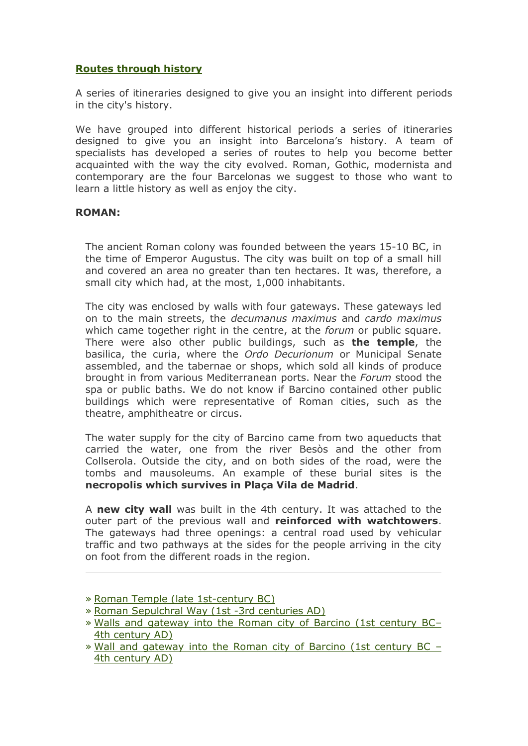## Routes through history

A series of itineraries designed to give you an insight into different periods in the city's history.

We have grouped into different historical periods a series of itineraries designed to give you an insight into Barcelona's history. A team of specialists has developed a series of routes to help you become better acquainted with the way the city evolved. Roman, Gothic, modernista and contemporary are the four Barcelonas we suggest to those who want to learn a little history as well as enjoy the city.

### ROMAN:

The ancient Roman colony was founded between the years 15-10 BC, in the time of Emperor Augustus. The city was built on top of a small hill and covered an area no greater than ten hectares. It was, therefore, a small city which had, at the most, 1,000 inhabitants.

The city was enclosed by walls with four gateways. These gateways led on to the main streets, the *decumanus maximus* and *cardo maximus* which came together right in the centre, at the *forum* or public square. There were also other public buildings, such as **the temple**, the basilica, the curia, where the *Ordo Decurionum* or Municipal Senate assembled, and the tabernae or shops, which sold all kinds of produce brought in from various Mediterranean ports. Near the *Forum* stood the spa or public baths. We do not know if Barcino contained other public buildings which were representative of Roman cities, such as the theatre, amphitheatre or circus.

The water supply for the city of Barcino came from two aqueducts that carried the water, one from the river Besòs and the other from Collserola. Outside the city, and on both sides of the road, were the tombs and mausoleums. An example of these burial sites is the **necropolis which survives in Plaça Vila de Madrid**.

A **new city wall** was built in the 4th century. It was attached to the outer part of the previous wall and **reinforced with watchtowers**. The gateways had three openings: a central road used by vehicular traffic and two pathways at the sides for the people arriving in the city on foot from the different roads in the region.

---

- » Roman Temple (late 1st-century BC)
- » Roman Sepulchral Way (1st -3rd centuries AD)
- » Walls and gateway into the Roman city of Barcino (1st century BC–4th century AD)
- » Wall and gateway into the Roman city of Barcino (1st century BC – 4th century AD)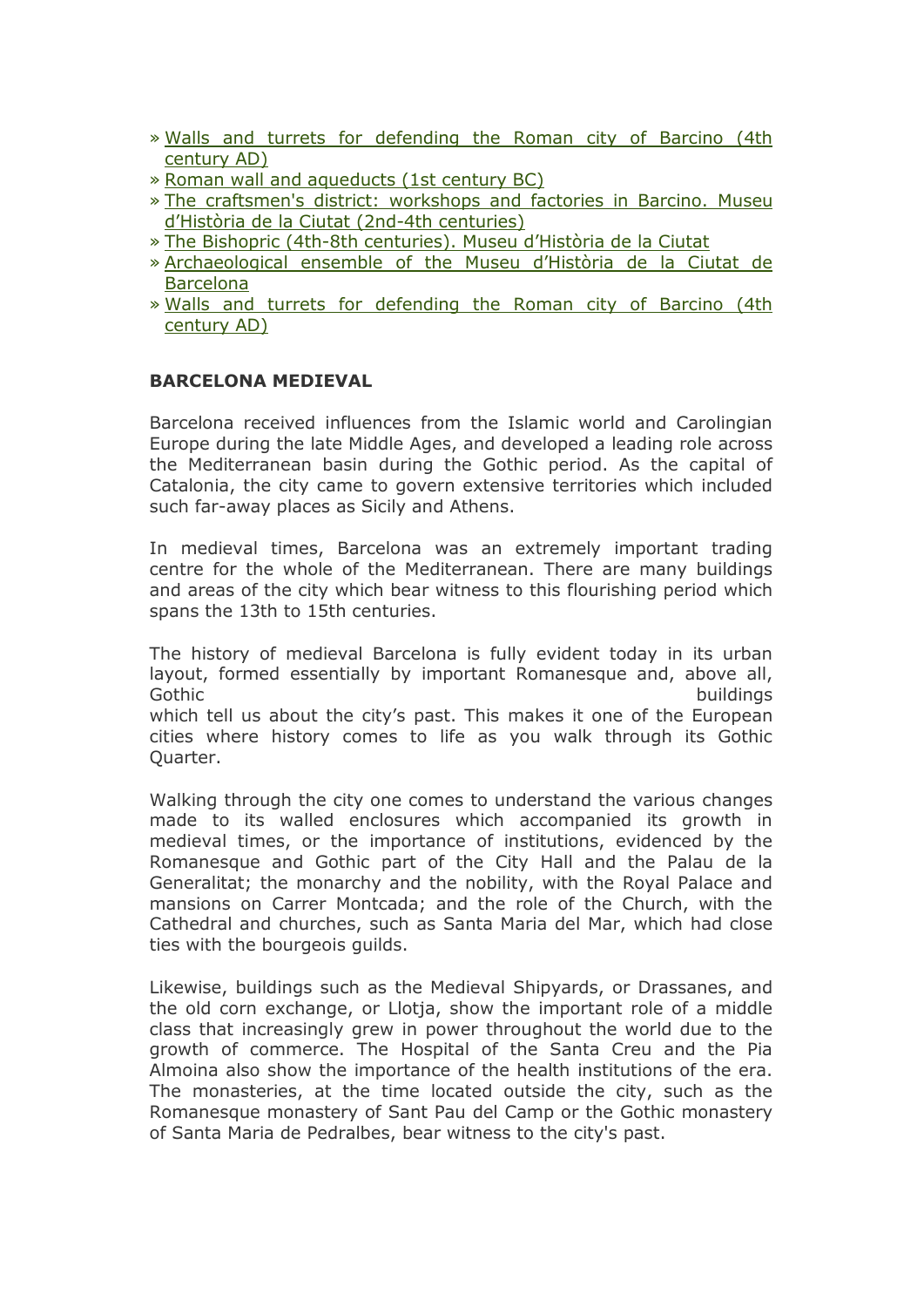- » Walls and turrets for defending the Roman city of Barcino (4th century AD)
- » Roman wall and aqueducts (1st century BC)
- » The craftsmen's district: workshops and factories in Barcino. Museu d'Història de la Ciutat (2nd-4th centuries)
- » The Bishopric (4th-8th centuries). Museu d'Història de la Ciutat
- » Archaeological ensemble of the Museu d'Història de la Ciutat de Barcelona
- » Walls and turrets for defending the Roman city of Barcino (4th century AD)

**BARCELONA MEDIEVAL**

Barcelona received influences from the Islamic world and Carolingian Europe during the late Middle Ages, and developed a leading role across the Mediterranean basin during the Gothic period. As the capital of Catalonia, the city came to govern extensive territories which included such far-away places as Sicily and Athens.

In medieval times, Barcelona was an extremely important trading centre for the whole of the Mediterranean. There are many buildings and areas of the city which bear witness to this flourishing period which spans the 13th to 15th centuries.

The history of medieval Barcelona is fully evident today in its urban layout, formed essentially by important Romanesque and, above all, Gothic buildings which tell us about the city's past. This makes it one of the European cities where history comes to life as you walk through its Gothic Quarter.

Walking through the city one comes to understand the various changes made to its walled enclosures which accompanied its growth in medieval times, or the importance of institutions, evidenced by the Romanesque and Gothic part of the City Hall and the Palau de la Generalitat; the monarchy and the nobility, with the Royal Palace and mansions on Carrer Montcada; and the role of the Church, with the Cathedral and churches, such as Santa Maria del Mar, which had close ties with the bourgeois guilds.

Likewise, buildings such as the Medieval Shipyards, or Drassanes, and the old corn exchange, or Llotja, show the important role of a middle class that increasingly grew in power throughout the world due to the growth of commerce. The Hospital of the Santa Creu and the Pia Almoina also show the importance of the health institutions of the era. The monasteries, at the time located outside the city, such as the Romanesque monastery of Sant Pau del Camp or the Gothic monastery of Santa Maria de Pedralbes, bear witness to the city's past.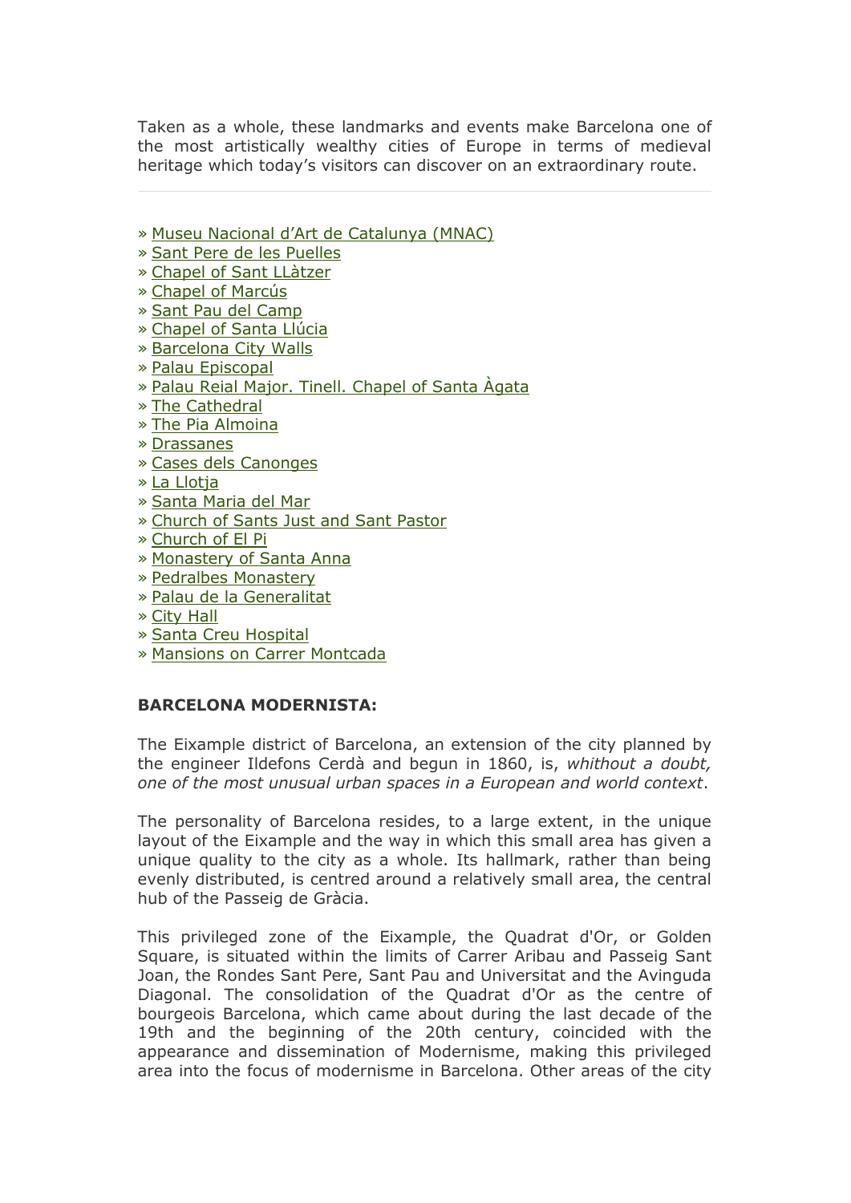Taken as a whole, these landmarks and events make Barcelona one of the most artistically wealthy cities of Europe in terms of medieval heritage which today's visitors can discover on an extraordinary route.

---

» Museu Nacional d'Art de Catalunya (MNAC)
» Sant Pere de les Puelles
» Chapel of Sant LLàtzer
» Chapel of Marcús
» Sant Pau del Camp
» Chapel of Santa Llúcia
» Barcelona City Walls
» Palau Episcopal
» Palau Reial Major. Tinell. Chapel of Santa Àgata
» The Cathedral
» The Pia Almoina
» Drassanes
» Cases dels Canonges
» La Llotja
» Santa Maria del Mar
» Church of Sants Just and Sant Pastor
» Church of El Pi
» Monastery of Santa Anna
» Pedralbes Monastery
» Palau de la Generalitat
» City Hall
» Santa Creu Hospital
» Mansions on Carrer Montcada

**BARCELONA MODERNISTA:**

The Eixample district of Barcelona, an extension of the city planned by the engineer Ildefons Cerdà and begun in 1860, is, *whithout a doubt, one of the most unusual urban spaces in a European and world context*.

The personality of Barcelona resides, to a large extent, in the unique layout of the Eixample and the way in which this small area has given a unique quality to the city as a whole. Its hallmark, rather than being evenly distributed, is centred around a relatively small area, the central hub of the Passeig de Gràcia.

This privileged zone of the Eixample, the Quadrat d'Or, or Golden Square, is situated within the limits of Carrer Aribau and Passeig Sant Joan, the Rondes Sant Pere, Sant Pau and Universitat and the Avinguda Diagonal. The consolidation of the Quadrat d'Or as the centre of bourgeois Barcelona, which came about during the last decade of the 19th and the beginning of the 20th century, coincided with the appearance and dissemination of Modernisme, making this privileged area into the focus of modernisme in Barcelona. Other areas of the city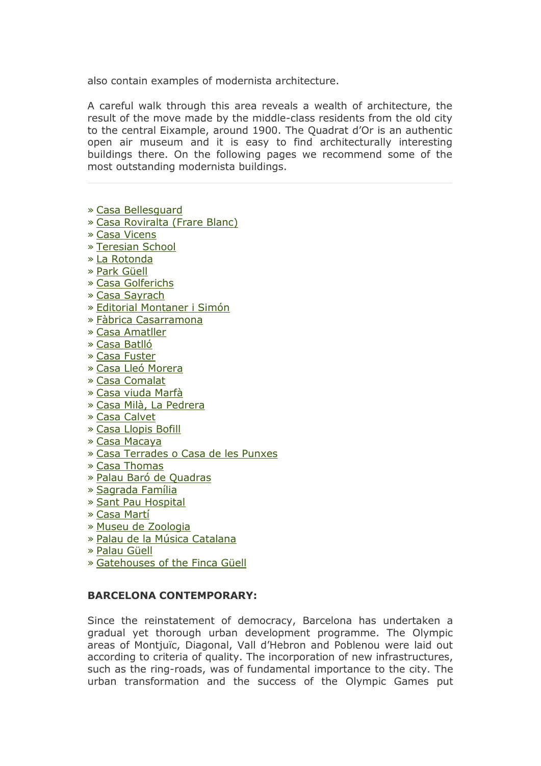also contain examples of modernista architecture.

A careful walk through this area reveals a wealth of architecture, the result of the move made by the middle-class residents from the old city to the central Eixample, around 1900. The Quadrat d'Or is an authentic open air museum and it is easy to find architecturally interesting buildings there. On the following pages we recommend some of the most outstanding modernista buildings.

---

» Casa Bellesguard
» Casa Roviralta (Frare Blanc)
» Casa Vicens
» Teresian School
» La Rotonda
» Park Güell
» Casa Golferichs
» Casa Sayrach
» Editorial Montaner i Simón
» Fàbrica Casarramona
» Casa Amatller
» Casa Batlló
» Casa Fuster
» Casa Lleó Morera
» Casa Comalat
» Casa viuda Marfà
» Casa Milà, La Pedrera
» Casa Calvet
» Casa Llopis Bofill
» Casa Macaya
» Casa Terrades o Casa de les Punxes
» Casa Thomas
» Palau Baró de Quadras
» Sagrada Família
» Sant Pau Hospital
» Casa Martí
» Museu de Zoologia
» Palau de la Música Catalana
» Palau Güell
» Gatehouses of the Finca Güell

**BARCELONA CONTEMPORARY:**

Since the reinstatement of democracy, Barcelona has undertaken a gradual yet thorough urban development programme. The Olympic areas of Montjuïc, Diagonal, Vall d'Hebron and Poblenou were laid out according to criteria of quality. The incorporation of new infrastructures, such as the ring-roads, was of fundamental importance to the city. The urban transformation and the success of the Olympic Games put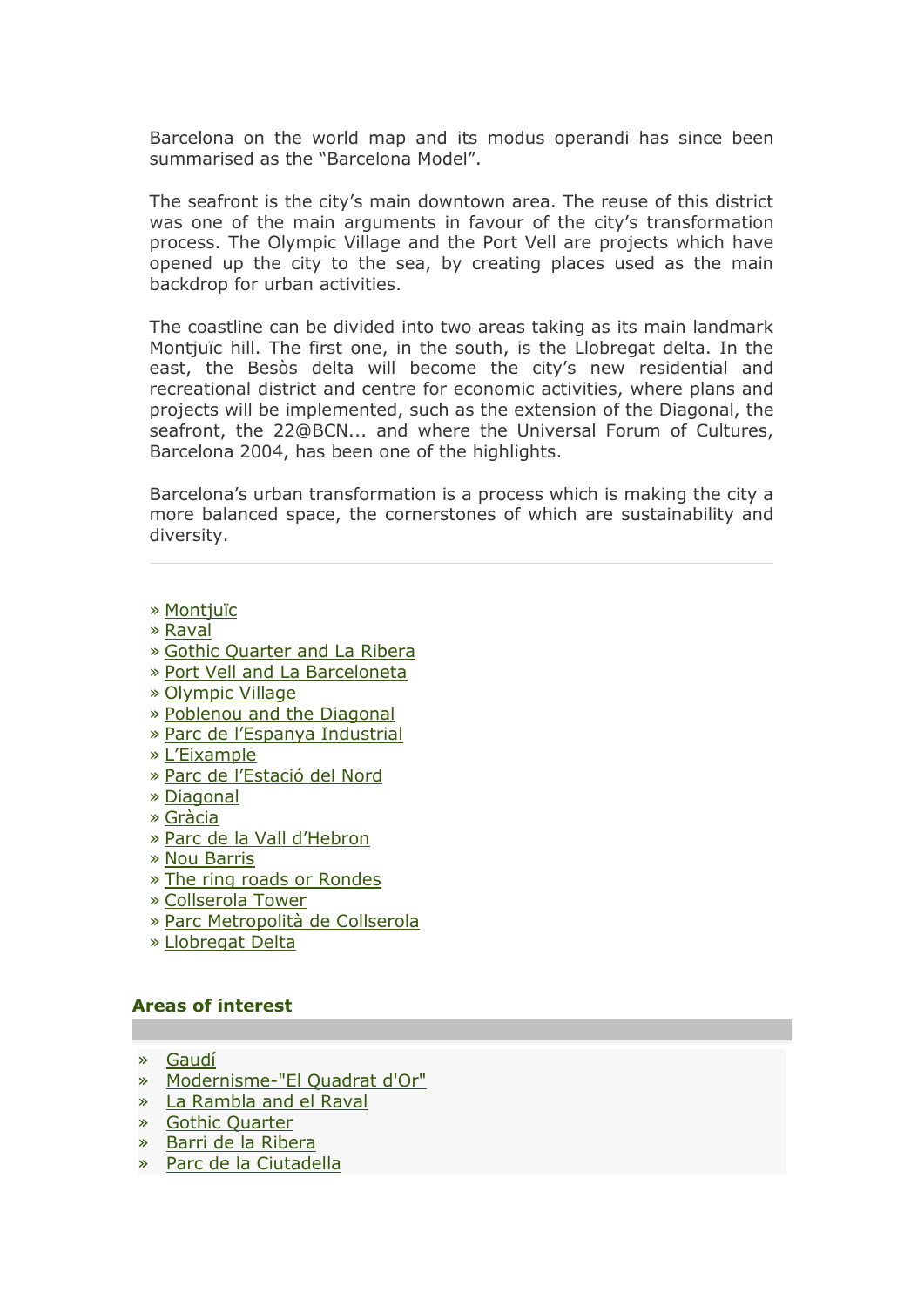Barcelona on the world map and its modus operandi has since been summarised as the "Barcelona Model".

The seafront is the city's main downtown area. The reuse of this district was one of the main arguments in favour of the city's transformation process. The Olympic Village and the Port Vell are projects which have opened up the city to the sea, by creating places used as the main backdrop for urban activities.

The coastline can be divided into two areas taking as its main landmark Montjuïc hill. The first one, in the south, is the Llobregat delta. In the east, the Besòs delta will become the city's new residential and recreational district and centre for economic activities, where plans and projects will be implemented, such as the extension of the Diagonal, the seafront, the 22@BCN... and where the Universal Forum of Cultures, Barcelona 2004, has been one of the highlights.

Barcelona's urban transformation is a process which is making the city a more balanced space, the cornerstones of which are sustainability and diversity.

---

» Montjuïc
» Raval
» Gothic Quarter and La Ribera
» Port Vell and La Barceloneta
» Olympic Village
» Poblenou and the Diagonal
» Parc de l'Espanya Industrial
» L'Eixample
» Parc de l'Estació del Nord
» Diagonal
» Gràcia
» Parc de la Vall d'Hebron
» Nou Barris
» The ring roads or Rondes
» Collserola Tower
» Parc Metropolità de Collserola
» Llobregat Delta

**Areas of interest**

» Gaudí
» Modernisme-"El Quadrat d'Or"
» La Rambla and el Raval
» Gothic Quarter
» Barri de la Ribera
» Parc de la Ciutadella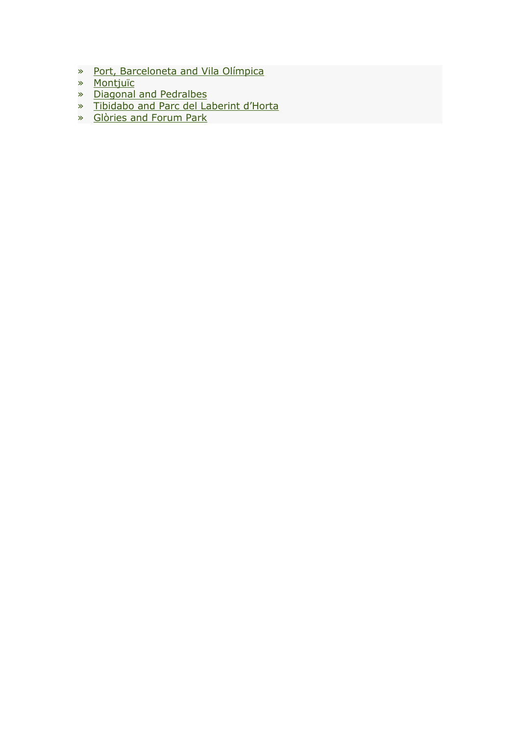- » Port, Barceloneta and Vila Olímpica
- » Montjuïc
- » Diagonal and Pedralbes
- » Tibidabo and Parc del Laberint d'Horta
- » Glòries and Forum Park